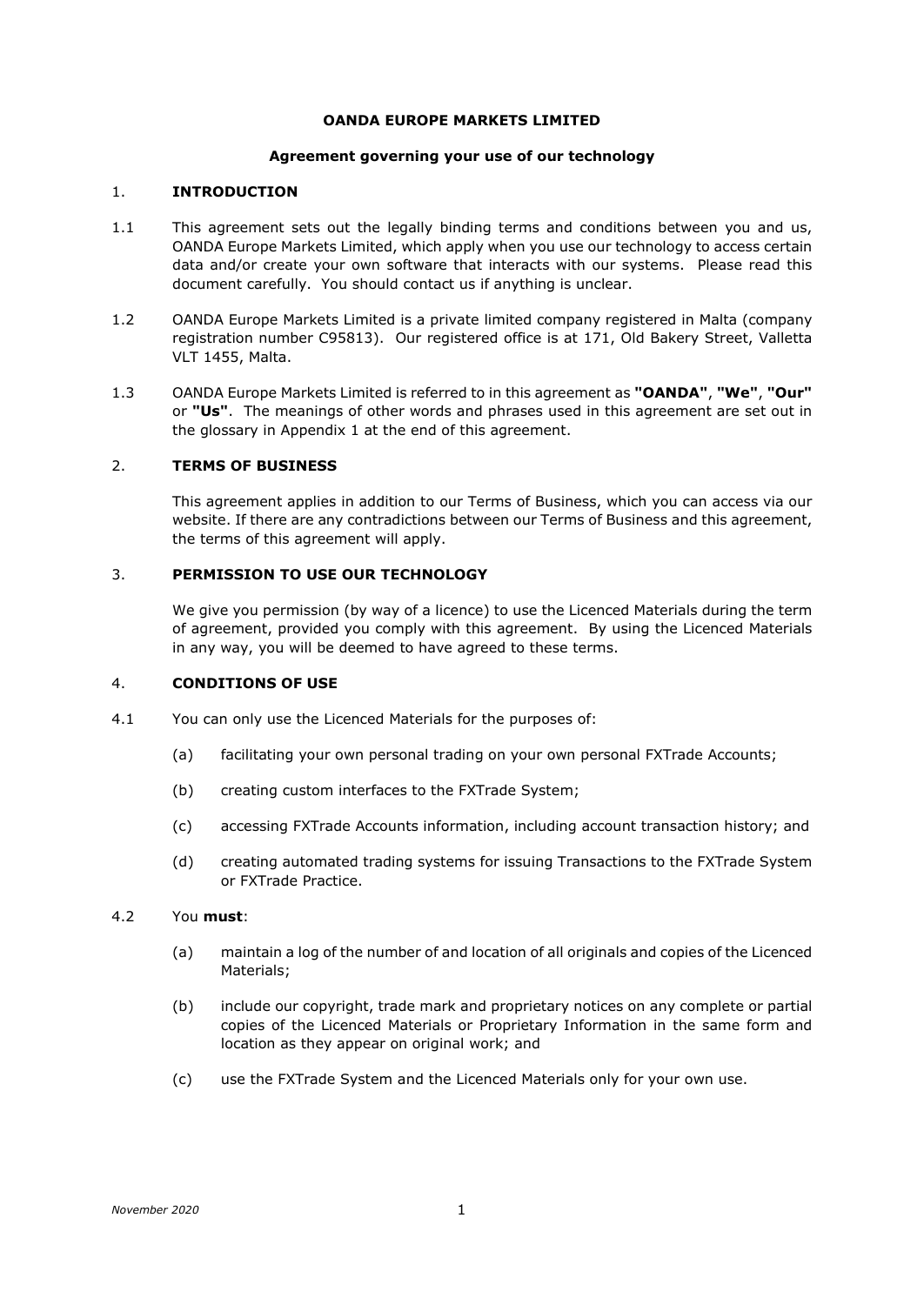# OANDA EUROPE MARKETS LIMITED

## Agreement governing your use of our technology

## 1. INTRODUCTION

1.1 This agreement sets out the legally binding terms and conditions between you and us, OANDA Europe Markets Limited, which apply when you use our technology to access certain data and/or create your own software that interacts with our systems. Please read this document carefully. You should contact us if anything is unclear.

1.2 OANDA Europe Markets Limited is a private limited company registered in Malta (company registration number C95813). Our registered office is at 171, Old Bakery Street, Valletta VLT 1455, Malta.

1.3 OANDA Europe Markets Limited is referred to in this agreement as **"OANDA"**, **"We"**, **"Our"** or **"Us"**. The meanings of other words and phrases used in this agreement are set out in the glossary in Appendix 1 at the end of this agreement.

## 2. TERMS OF BUSINESS

This agreement applies in addition to our Terms of Business, which you can access via our website. If there are any contradictions between our Terms of Business and this agreement, the terms of this agreement will apply.

## 3. PERMISSION TO USE OUR TECHNOLOGY

We give you permission (by way of a licence) to use the Licenced Materials during the term of agreement, provided you comply with this agreement. By using the Licenced Materials in any way, you will be deemed to have agreed to these terms.

## 4. CONDITIONS OF USE

4.1 You can only use the Licenced Materials for the purposes of:

- (a) facilitating your own personal trading on your own personal FXTrade Accounts;
- (b) creating custom interfaces to the FXTrade System;
- (c) accessing FXTrade Accounts information, including account transaction history; and
- (d) creating automated trading systems for issuing Transactions to the FXTrade System or FXTrade Practice.

4.2 You **must**:

- (a) maintain a log of the number of and location of all originals and copies of the Licenced Materials;
- (b) include our copyright, trade mark and proprietary notices on any complete or partial copies of the Licenced Materials or Proprietary Information in the same form and location as they appear on original work; and
- (c) use the FXTrade System and the Licenced Materials only for your own use.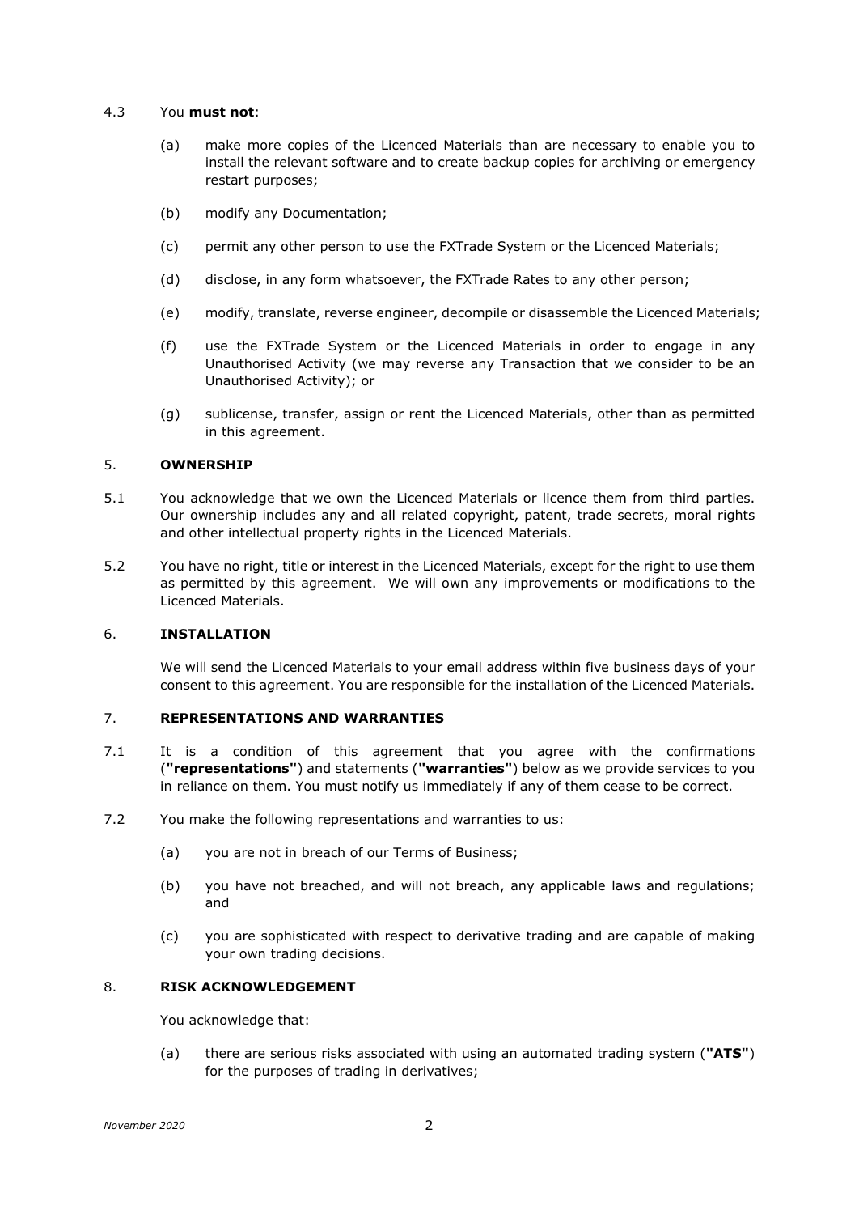4.3 You **must not**:

(a) make more copies of the Licenced Materials than are necessary to enable you to install the relevant software and to create backup copies for archiving or emergency restart purposes;

(b) modify any Documentation;

(c) permit any other person to use the FXTrade System or the Licenced Materials;

(d) disclose, in any form whatsoever, the FXTrade Rates to any other person;

(e) modify, translate, reverse engineer, decompile or disassemble the Licenced Materials;

(f) use the FXTrade System or the Licenced Materials in order to engage in any Unauthorised Activity (we may reverse any Transaction that we consider to be an Unauthorised Activity); or

(g) sublicense, transfer, assign or rent the Licenced Materials, other than as permitted in this agreement.

## 5. OWNERSHIP

5.1 You acknowledge that we own the Licenced Materials or licence them from third parties. Our ownership includes any and all related copyright, patent, trade secrets, moral rights and other intellectual property rights in the Licenced Materials.

5.2 You have no right, title or interest in the Licenced Materials, except for the right to use them as permitted by this agreement. We will own any improvements or modifications to the Licenced Materials.

## 6. INSTALLATION

We will send the Licenced Materials to your email address within five business days of your consent to this agreement. You are responsible for the installation of the Licenced Materials.

## 7. REPRESENTATIONS AND WARRANTIES

7.1 It is a condition of this agreement that you agree with the confirmations (**"representations"**) and statements (**"warranties"**) below as we provide services to you in reliance on them. You must notify us immediately if any of them cease to be correct.

7.2 You make the following representations and warranties to us:

(a) you are not in breach of our Terms of Business;

(b) you have not breached, and will not breach, any applicable laws and regulations; and

(c) you are sophisticated with respect to derivative trading and are capable of making your own trading decisions.

## 8. RISK ACKNOWLEDGEMENT

You acknowledge that:

(a) there are serious risks associated with using an automated trading system (**"ATS"**) for the purposes of trading in derivatives;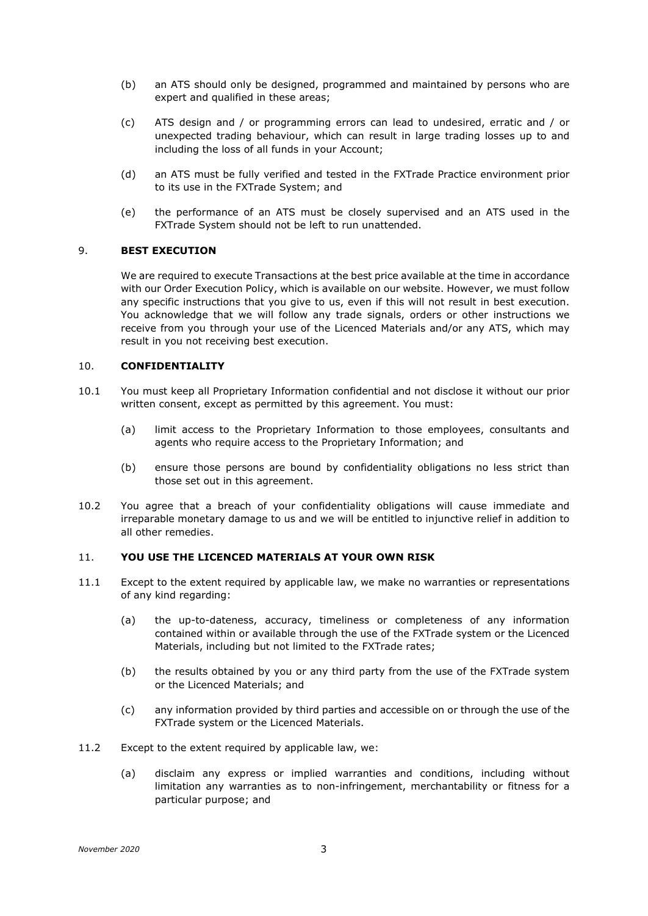(b) an ATS should only be designed, programmed and maintained by persons who are expert and qualified in these areas;

(c) ATS design and / or programming errors can lead to undesired, erratic and / or unexpected trading behaviour, which can result in large trading losses up to and including the loss of all funds in your Account;

(d) an ATS must be fully verified and tested in the FXTrade Practice environment prior to its use in the FXTrade System; and

(e) the performance of an ATS must be closely supervised and an ATS used in the FXTrade System should not be left to run unattended.

## 9. BEST EXECUTION

We are required to execute Transactions at the best price available at the time in accordance with our Order Execution Policy, which is available on our website. However, we must follow any specific instructions that you give to us, even if this will not result in best execution. You acknowledge that we will follow any trade signals, orders or other instructions we receive from you through your use of the Licenced Materials and/or any ATS, which may result in you not receiving best execution.

## 10. CONFIDENTIALITY

10.1 You must keep all Proprietary Information confidential and not disclose it without our prior written consent, except as permitted by this agreement. You must:

(a) limit access to the Proprietary Information to those employees, consultants and agents who require access to the Proprietary Information; and

(b) ensure those persons are bound by confidentiality obligations no less strict than those set out in this agreement.

10.2 You agree that a breach of your confidentiality obligations will cause immediate and irreparable monetary damage to us and we will be entitled to injunctive relief in addition to all other remedies.

## 11. YOU USE THE LICENCED MATERIALS AT YOUR OWN RISK

11.1 Except to the extent required by applicable law, we make no warranties or representations of any kind regarding:

(a) the up-to-dateness, accuracy, timeliness or completeness of any information contained within or available through the use of the FXTrade system or the Licenced Materials, including but not limited to the FXTrade rates;

(b) the results obtained by you or any third party from the use of the FXTrade system or the Licenced Materials; and

(c) any information provided by third parties and accessible on or through the use of the FXTrade system or the Licenced Materials.

11.2 Except to the extent required by applicable law, we:

(a) disclaim any express or implied warranties and conditions, including without limitation any warranties as to non-infringement, merchantability or fitness for a particular purpose; and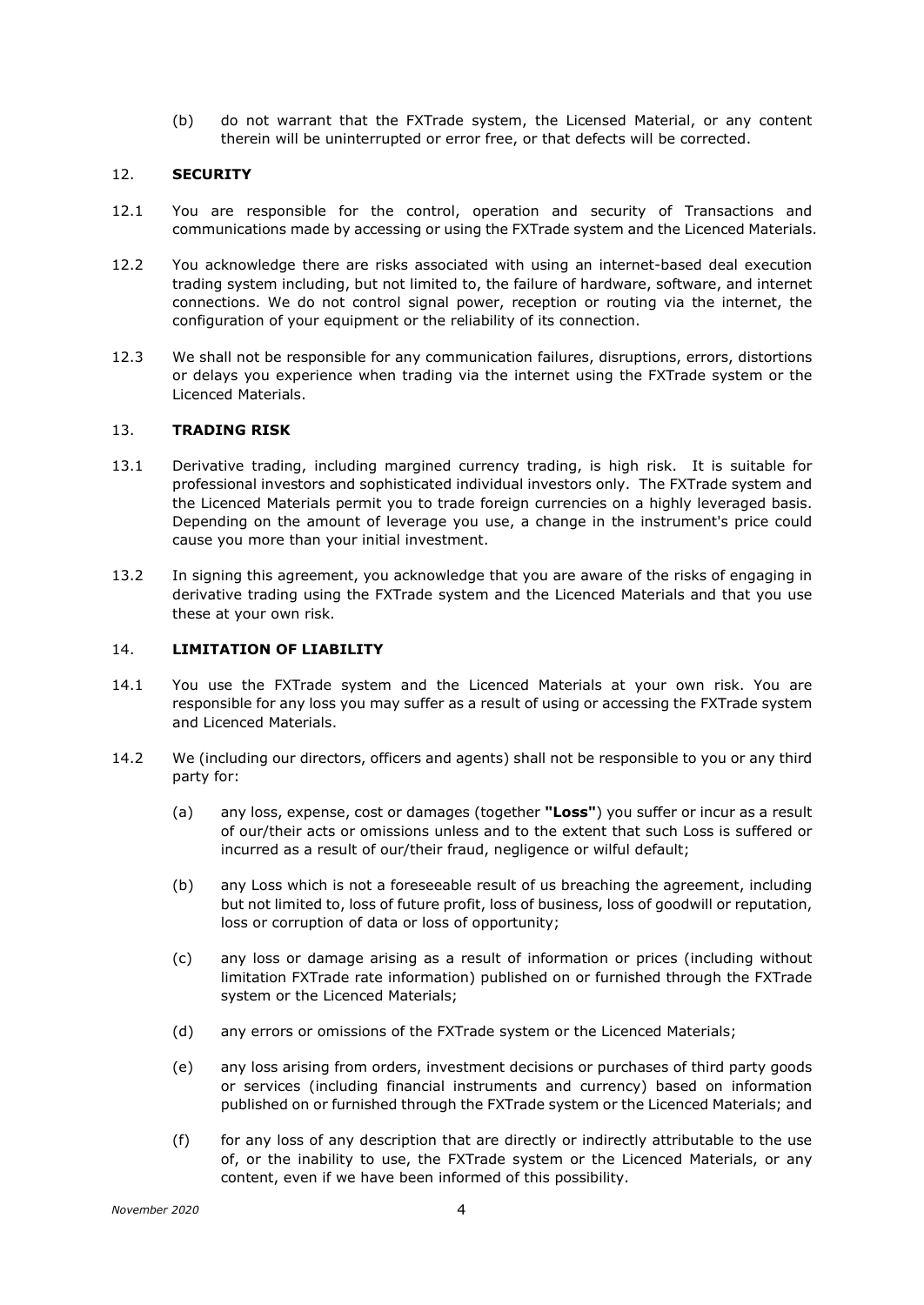(b) do not warrant that the FXTrade system, the Licensed Material, or any content therein will be uninterrupted or error free, or that defects will be corrected.

## 12. SECURITY

12.1 You are responsible for the control, operation and security of Transactions and communications made by accessing or using the FXTrade system and the Licenced Materials.

12.2 You acknowledge there are risks associated with using an internet-based deal execution trading system including, but not limited to, the failure of hardware, software, and internet connections. We do not control signal power, reception or routing via the internet, the configuration of your equipment or the reliability of its connection.

12.3 We shall not be responsible for any communication failures, disruptions, errors, distortions or delays you experience when trading via the internet using the FXTrade system or the Licenced Materials.

## 13. TRADING RISK

13.1 Derivative trading, including margined currency trading, is high risk. It is suitable for professional investors and sophisticated individual investors only. The FXTrade system and the Licenced Materials permit you to trade foreign currencies on a highly leveraged basis. Depending on the amount of leverage you use, a change in the instrument's price could cause you more than your initial investment.

13.2 In signing this agreement, you acknowledge that you are aware of the risks of engaging in derivative trading using the FXTrade system and the Licenced Materials and that you use these at your own risk.

## 14. LIMITATION OF LIABILITY

14.1 You use the FXTrade system and the Licenced Materials at your own risk. You are responsible for any loss you may suffer as a result of using or accessing the FXTrade system and Licenced Materials.

14.2 We (including our directors, officers and agents) shall not be responsible to you or any third party for:

(a) any loss, expense, cost or damages (together **"Loss"**) you suffer or incur as a result of our/their acts or omissions unless and to the extent that such Loss is suffered or incurred as a result of our/their fraud, negligence or wilful default;

(b) any Loss which is not a foreseeable result of us breaching the agreement, including but not limited to, loss of future profit, loss of business, loss of goodwill or reputation, loss or corruption of data or loss of opportunity;

(c) any loss or damage arising as a result of information or prices (including without limitation FXTrade rate information) published on or furnished through the FXTrade system or the Licenced Materials;

(d) any errors or omissions of the FXTrade system or the Licenced Materials;

(e) any loss arising from orders, investment decisions or purchases of third party goods or services (including financial instruments and currency) based on information published on or furnished through the FXTrade system or the Licenced Materials; and

(f) for any loss of any description that are directly or indirectly attributable to the use of, or the inability to use, the FXTrade system or the Licenced Materials, or any content, even if we have been informed of this possibility.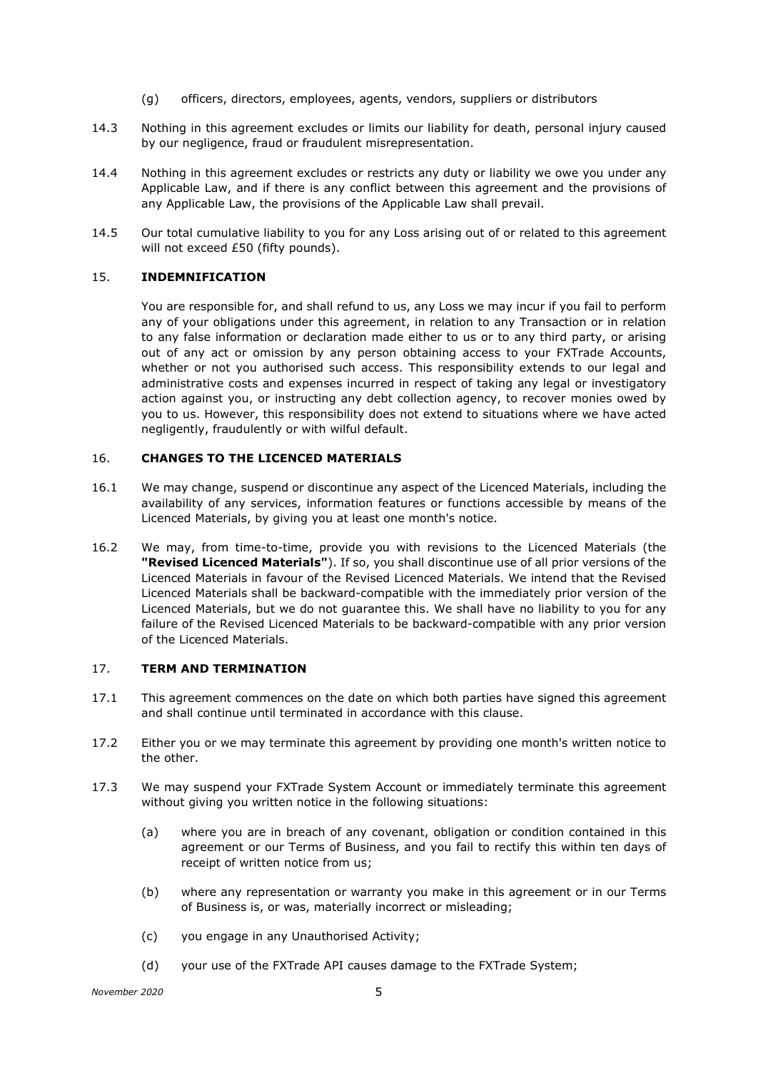(g) officers, directors, employees, agents, vendors, suppliers or distributors

14.3 Nothing in this agreement excludes or limits our liability for death, personal injury caused by our negligence, fraud or fraudulent misrepresentation.

14.4 Nothing in this agreement excludes or restricts any duty or liability we owe you under any Applicable Law, and if there is any conflict between this agreement and the provisions of any Applicable Law, the provisions of the Applicable Law shall prevail.

14.5 Our total cumulative liability to you for any Loss arising out of or related to this agreement will not exceed £50 (fifty pounds).

## 15. INDEMNIFICATION

You are responsible for, and shall refund to us, any Loss we may incur if you fail to perform any of your obligations under this agreement, in relation to any Transaction or in relation to any false information or declaration made either to us or to any third party, or arising out of any act or omission by any person obtaining access to your FXTrade Accounts, whether or not you authorised such access. This responsibility extends to our legal and administrative costs and expenses incurred in respect of taking any legal or investigatory action against you, or instructing any debt collection agency, to recover monies owed by you to us. However, this responsibility does not extend to situations where we have acted negligently, fraudulently or with wilful default.

## 16. CHANGES TO THE LICENCED MATERIALS

16.1 We may change, suspend or discontinue any aspect of the Licenced Materials, including the availability of any services, information features or functions accessible by means of the Licenced Materials, by giving you at least one month's notice.

16.2 We may, from time-to-time, provide you with revisions to the Licenced Materials (the **"Revised Licenced Materials"**). If so, you shall discontinue use of all prior versions of the Licenced Materials in favour of the Revised Licenced Materials. We intend that the Revised Licenced Materials shall be backward-compatible with the immediately prior version of the Licenced Materials, but we do not guarantee this. We shall have no liability to you for any failure of the Revised Licenced Materials to be backward-compatible with any prior version of the Licenced Materials.

## 17. TERM AND TERMINATION

17.1 This agreement commences on the date on which both parties have signed this agreement and shall continue until terminated in accordance with this clause.

17.2 Either you or we may terminate this agreement by providing one month's written notice to the other.

17.3 We may suspend your FXTrade System Account or immediately terminate this agreement without giving you written notice in the following situations:

(a) where you are in breach of any covenant, obligation or condition contained in this agreement or our Terms of Business, and you fail to rectify this within ten days of receipt of written notice from us;

(b) where any representation or warranty you make in this agreement or in our Terms of Business is, or was, materially incorrect or misleading;

(c) you engage in any Unauthorised Activity;

(d) your use of the FXTrade API causes damage to the FXTrade System;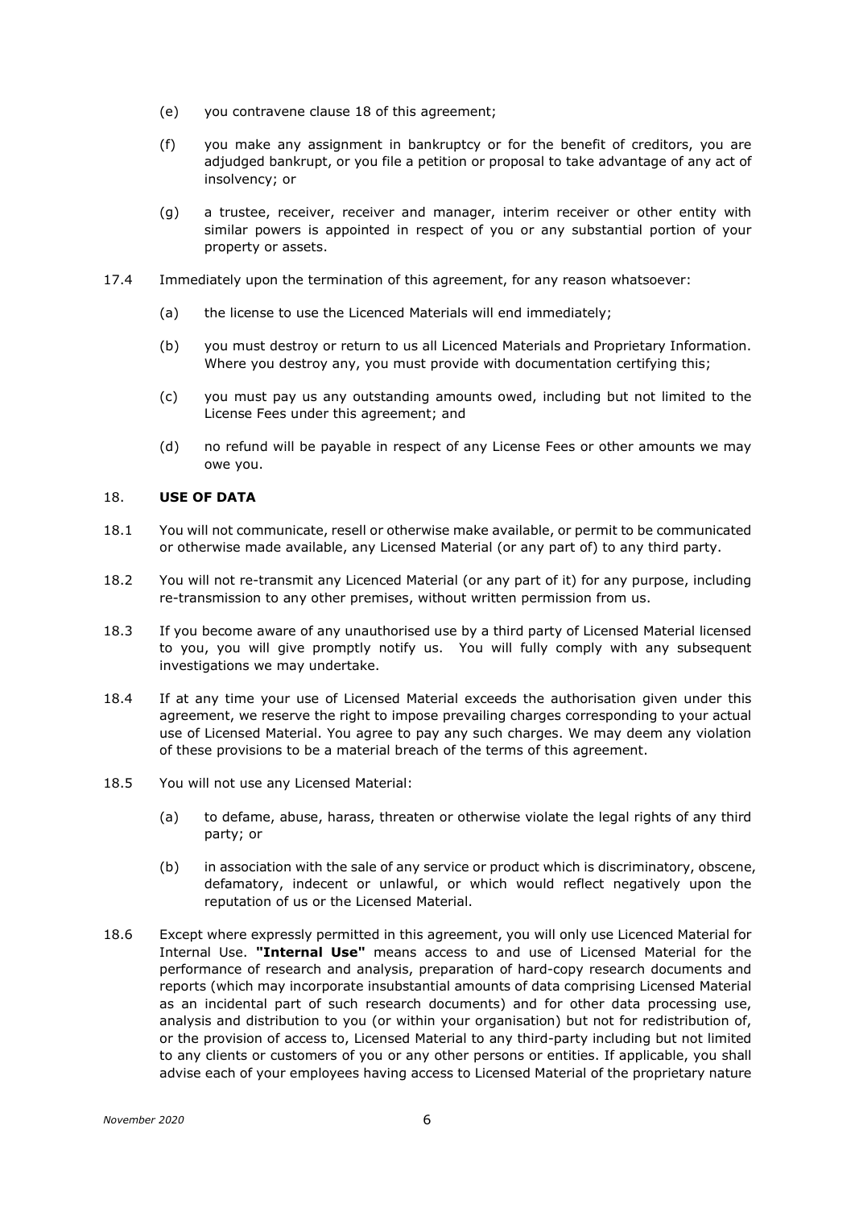(e) you contravene clause 18 of this agreement;

(f) you make any assignment in bankruptcy or for the benefit of creditors, you are adjudged bankrupt, or you file a petition or proposal to take advantage of any act of insolvency; or

(g) a trustee, receiver, receiver and manager, interim receiver or other entity with similar powers is appointed in respect of you or any substantial portion of your property or assets.

17.4 Immediately upon the termination of this agreement, for any reason whatsoever:

(a) the license to use the Licenced Materials will end immediately;

(b) you must destroy or return to us all Licenced Materials and Proprietary Information. Where you destroy any, you must provide with documentation certifying this;

(c) you must pay us any outstanding amounts owed, including but not limited to the License Fees under this agreement; and

(d) no refund will be payable in respect of any License Fees or other amounts we may owe you.

## 18. **USE OF DATA**

18.1 You will not communicate, resell or otherwise make available, or permit to be communicated or otherwise made available, any Licensed Material (or any part of) to any third party.

18.2 You will not re-transmit any Licenced Material (or any part of it) for any purpose, including re-transmission to any other premises, without written permission from us.

18.3 If you become aware of any unauthorised use by a third party of Licensed Material licensed to you, you will give promptly notify us. You will fully comply with any subsequent investigations we may undertake.

18.4 If at any time your use of Licensed Material exceeds the authorisation given under this agreement, we reserve the right to impose prevailing charges corresponding to your actual use of Licensed Material. You agree to pay any such charges. We may deem any violation of these provisions to be a material breach of the terms of this agreement.

18.5 You will not use any Licensed Material:

(a) to defame, abuse, harass, threaten or otherwise violate the legal rights of any third party; or

(b) in association with the sale of any service or product which is discriminatory, obscene, defamatory, indecent or unlawful, or which would reflect negatively upon the reputation of us or the Licensed Material.

18.6 Except where expressly permitted in this agreement, you will only use Licenced Material for Internal Use. **"Internal Use"** means access to and use of Licensed Material for the performance of research and analysis, preparation of hard-copy research documents and reports (which may incorporate insubstantial amounts of data comprising Licensed Material as an incidental part of such research documents) and for other data processing use, analysis and distribution to you (or within your organisation) but not for redistribution of, or the provision of access to, Licensed Material to any third-party including but not limited to any clients or customers of you or any other persons or entities. If applicable, you shall advise each of your employees having access to Licensed Material of the proprietary nature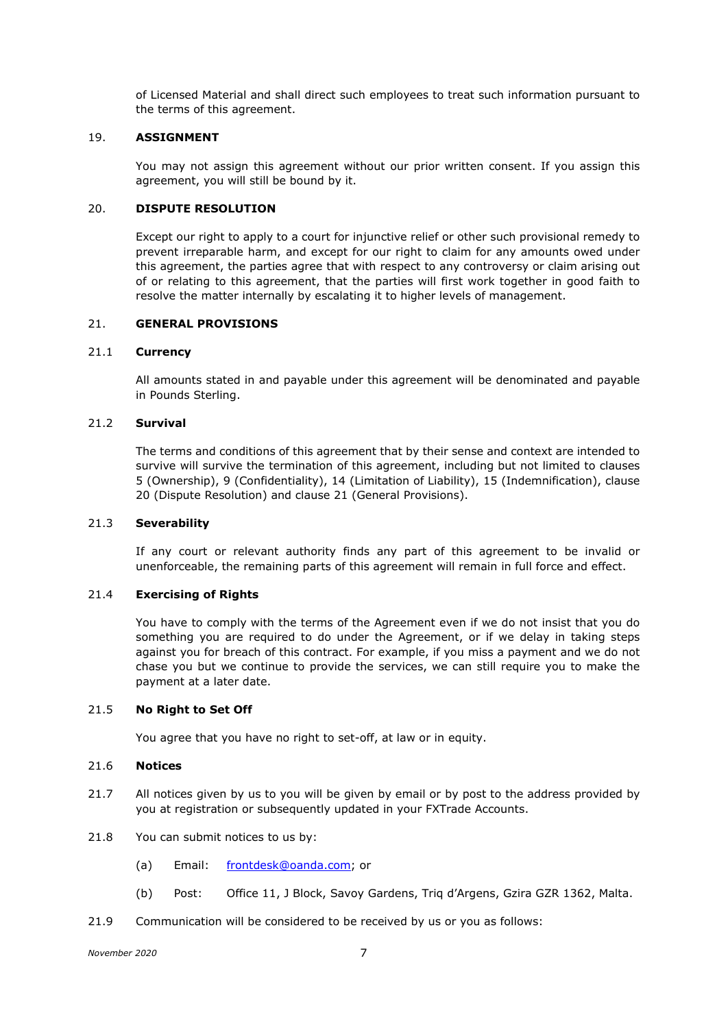of Licensed Material and shall direct such employees to treat such information pursuant to the terms of this agreement.

## 19. ASSIGNMENT

You may not assign this agreement without our prior written consent. If you assign this agreement, you will still be bound by it.

## 20. DISPUTE RESOLUTION

Except our right to apply to a court for injunctive relief or other such provisional remedy to prevent irreparable harm, and except for our right to claim for any amounts owed under this agreement, the parties agree that with respect to any controversy or claim arising out of or relating to this agreement, that the parties will first work together in good faith to resolve the matter internally by escalating it to higher levels of management.

## 21. GENERAL PROVISIONS

### 21.1 Currency

All amounts stated in and payable under this agreement will be denominated and payable in Pounds Sterling.

### 21.2 Survival

The terms and conditions of this agreement that by their sense and context are intended to survive will survive the termination of this agreement, including but not limited to clauses 5 (Ownership), 9 (Confidentiality), 14 (Limitation of Liability), 15 (Indemnification), clause 20 (Dispute Resolution) and clause 21 (General Provisions).

### 21.3 Severability

If any court or relevant authority finds any part of this agreement to be invalid or unenforceable, the remaining parts of this agreement will remain in full force and effect.

### 21.4 Exercising of Rights

You have to comply with the terms of the Agreement even if we do not insist that you do something you are required to do under the Agreement, or if we delay in taking steps against you for breach of this contract. For example, if you miss a payment and we do not chase you but we continue to provide the services, we can still require you to make the payment at a later date.

### 21.5 No Right to Set Off

You agree that you have no right to set-off, at law or in equity.

### 21.6 Notices

21.7 All notices given by us to you will be given by email or by post to the address provided by you at registration or subsequently updated in your FXTrade Accounts.

21.8 You can submit notices to us by:

(a) Email: frontdesk@oanda.com; or

(b) Post: Office 11, J Block, Savoy Gardens, Triq d'Argens, Gzira GZR 1362, Malta.

21.9 Communication will be considered to be received by us or you as follows: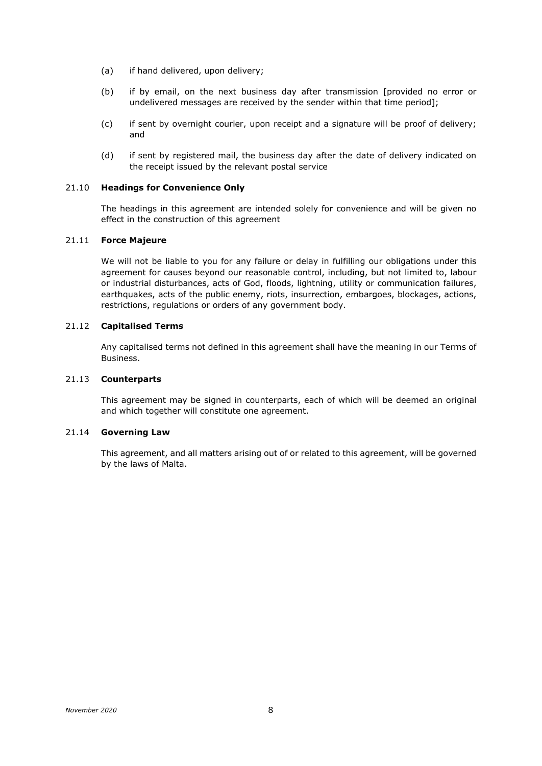(a) if hand delivered, upon delivery;

(b) if by email, on the next business day after transmission [provided no error or undelivered messages are received by the sender within that time period];

(c) if sent by overnight courier, upon receipt and a signature will be proof of delivery; and

(d) if sent by registered mail, the business day after the date of delivery indicated on the receipt issued by the relevant postal service

21.10 **Headings for Convenience Only**

The headings in this agreement are intended solely for convenience and will be given no effect in the construction of this agreement

21.11 **Force Majeure**

We will not be liable to you for any failure or delay in fulfilling our obligations under this agreement for causes beyond our reasonable control, including, but not limited to, labour or industrial disturbances, acts of God, floods, lightning, utility or communication failures, earthquakes, acts of the public enemy, riots, insurrection, embargoes, blockages, actions, restrictions, regulations or orders of any government body.

21.12 **Capitalised Terms**

Any capitalised terms not defined in this agreement shall have the meaning in our Terms of Business.

21.13 **Counterparts**

This agreement may be signed in counterparts, each of which will be deemed an original and which together will constitute one agreement.

21.14 **Governing Law**

This agreement, and all matters arising out of or related to this agreement, will be governed by the laws of Malta.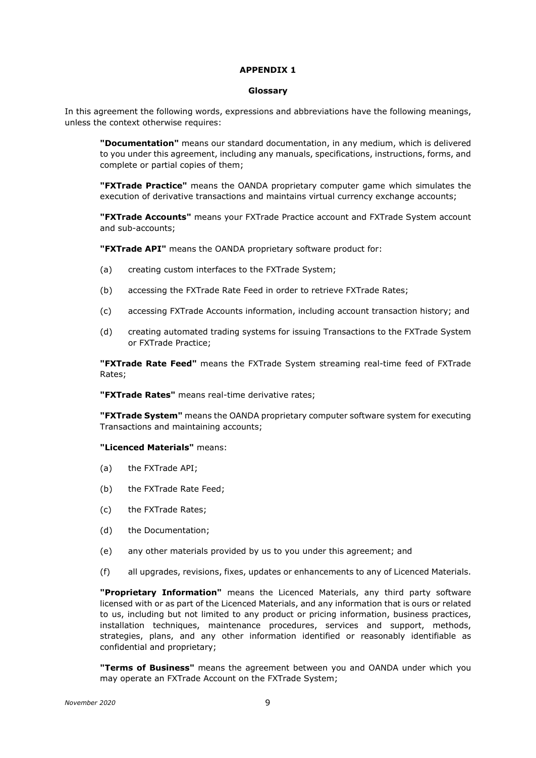## APPENDIX 1

### Glossary

In this agreement the following words, expressions and abbreviations have the following meanings, unless the context otherwise requires:

**"Documentation"** means our standard documentation, in any medium, which is delivered to you under this agreement, including any manuals, specifications, instructions, forms, and complete or partial copies of them;

**"FXTrade Practice"** means the OANDA proprietary computer game which simulates the execution of derivative transactions and maintains virtual currency exchange accounts;

**"FXTrade Accounts"** means your FXTrade Practice account and FXTrade System account and sub-accounts;

**"FXTrade API"** means the OANDA proprietary software product for:

(a) creating custom interfaces to the FXTrade System;

(b) accessing the FXTrade Rate Feed in order to retrieve FXTrade Rates;

(c) accessing FXTrade Accounts information, including account transaction history; and

(d) creating automated trading systems for issuing Transactions to the FXTrade System or FXTrade Practice;

**"FXTrade Rate Feed"** means the FXTrade System streaming real-time feed of FXTrade Rates;

**"FXTrade Rates"** means real-time derivative rates;

**"FXTrade System"** means the OANDA proprietary computer software system for executing Transactions and maintaining accounts;

**"Licenced Materials"** means:

(a) the FXTrade API;

(b) the FXTrade Rate Feed;

(c) the FXTrade Rates;

(d) the Documentation;

(e) any other materials provided by us to you under this agreement; and

(f) all upgrades, revisions, fixes, updates or enhancements to any of Licenced Materials.

**"Proprietary Information"** means the Licenced Materials, any third party software licensed with or as part of the Licenced Materials, and any information that is ours or related to us, including but not limited to any product or pricing information, business practices, installation techniques, maintenance procedures, services and support, methods, strategies, plans, and any other information identified or reasonably identifiable as confidential and proprietary;

**"Terms of Business"** means the agreement between you and OANDA under which you may operate an FXTrade Account on the FXTrade System;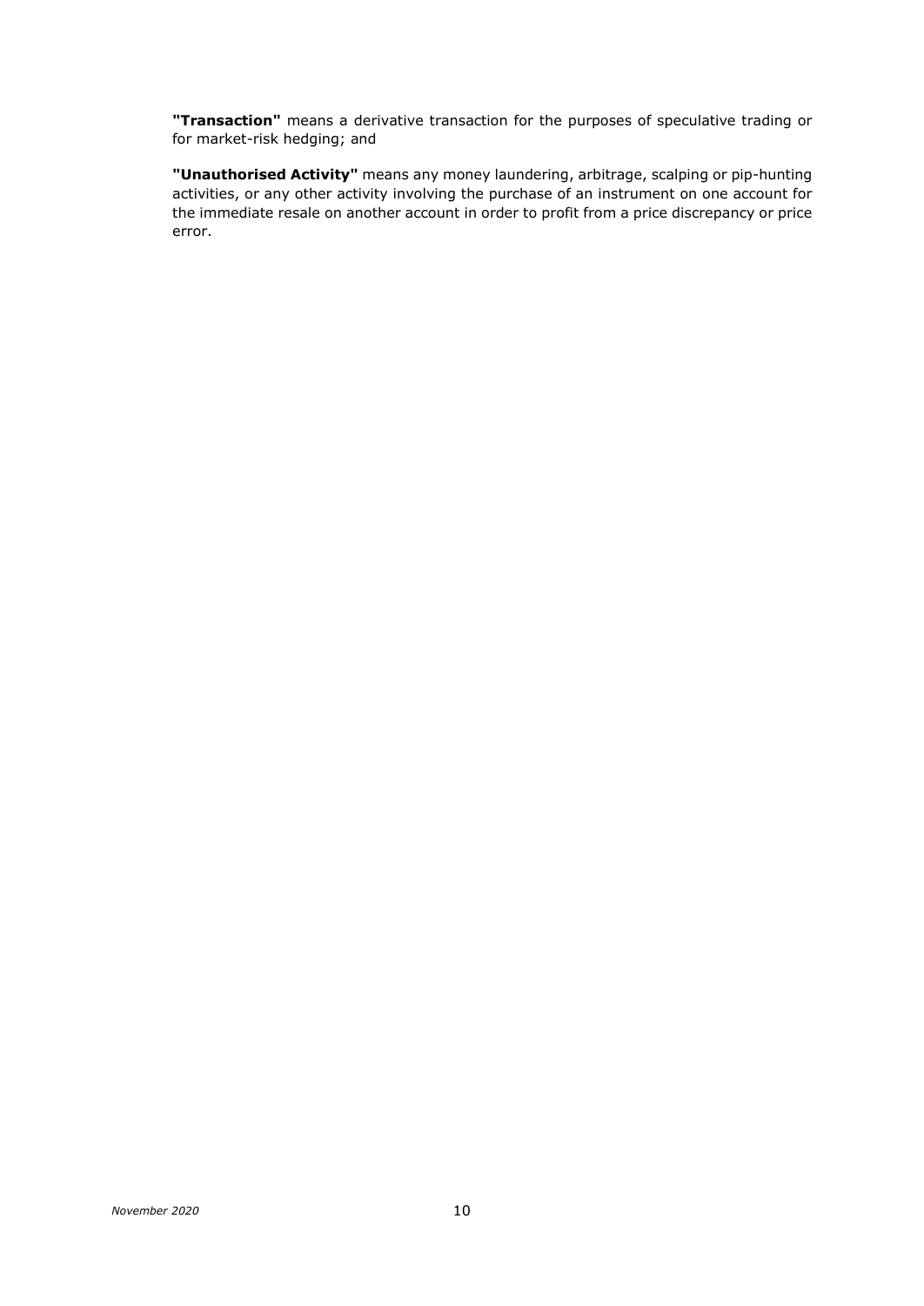**"Transaction"** means a derivative transaction for the purposes of speculative trading or for market-risk hedging; and

**"Unauthorised Activity"** means any money laundering, arbitrage, scalping or pip-hunting activities, or any other activity involving the purchase of an instrument on one account for the immediate resale on another account in order to profit from a price discrepancy or price error.